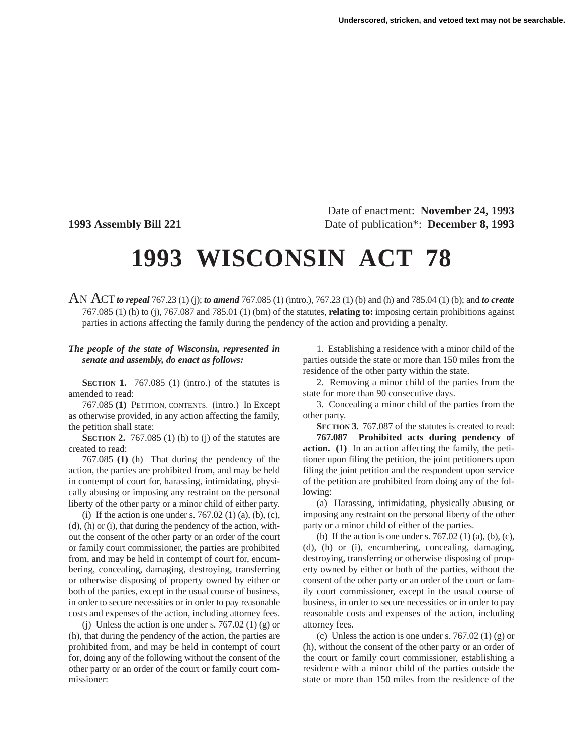Underscored, stricken, and vetoed text may not be searchable.

Date of enactment: **November 24, 1993**

**1993 Assembly Bill 221** Date of publication*: **December 8, 1993**

# 1993 WISCONSIN ACT 78

AN ACT ***to repeal*** 767.23 (1) (j); ***to amend*** 767.085 (1) (intro.), 767.23 (1) (b) and (h) and 785.04 (1) (b); and ***to create*** 767.085 (1) (h) to (j), 767.087 and 785.01 (1) (bm) of the statutes, **relating to:** imposing certain prohibitions against parties in actions affecting the family during the pendency of the action and providing a penalty.

***The people of the state of Wisconsin, represented in senate and assembly, do enact as follows:***

**SECTION 1.** 767.085 (1) (intro.) of the statutes is amended to read:

767.085 **(1)** PETITION, CONTENTS. (intro.) ~~In~~ Except as otherwise provided, in any action affecting the family, the petition shall state:

**SECTION 2.** 767.085 (1) (h) to (j) of the statutes are created to read:

767.085 **(1)** (h) That during the pendency of the action, the parties are prohibited from, and may be held in contempt of court for, harassing, intimidating, physically abusing or imposing any restraint on the personal liberty of the other party or a minor child of either party.

(i) If the action is one under s. 767.02 (1) (a), (b), (c), (d), (h) or (i), that during the pendency of the action, without the consent of the other party or an order of the court or family court commissioner, the parties are prohibited from, and may be held in contempt of court for, encumbering, concealing, damaging, destroying, transferring or otherwise disposing of property owned by either or both of the parties, except in the usual course of business, in order to secure necessities or in order to pay reasonable costs and expenses of the action, including attorney fees.

(j) Unless the action is one under s. 767.02 (1) (g) or (h), that during the pendency of the action, the parties are prohibited from, and may be held in contempt of court for, doing any of the following without the consent of the other party or an order of the court or family court commissioner:

1. Establishing a residence with a minor child of the parties outside the state or more than 150 miles from the residence of the other party within the state.

2. Removing a minor child of the parties from the state for more than 90 consecutive days.

3. Concealing a minor child of the parties from the other party.

**SECTION 3.** 767.087 of the statutes is created to read:

**767.087 Prohibited acts during pendency of action. (1)** In an action affecting the family, the petitioner upon filing the petition, the joint petitioners upon filing the joint petition and the respondent upon service of the petition are prohibited from doing any of the following:

(a) Harassing, intimidating, physically abusing or imposing any restraint on the personal liberty of the other party or a minor child of either of the parties.

(b) If the action is one under s. 767.02 (1) (a), (b), (c), (d), (h) or (i), encumbering, concealing, damaging, destroying, transferring or otherwise disposing of property owned by either or both of the parties, without the consent of the other party or an order of the court or family court commissioner, except in the usual course of business, in order to secure necessities or in order to pay reasonable costs and expenses of the action, including attorney fees.

(c) Unless the action is one under s. 767.02 (1) (g) or (h), without the consent of the other party or an order of the court or family court commissioner, establishing a residence with a minor child of the parties outside the state or more than 150 miles from the residence of the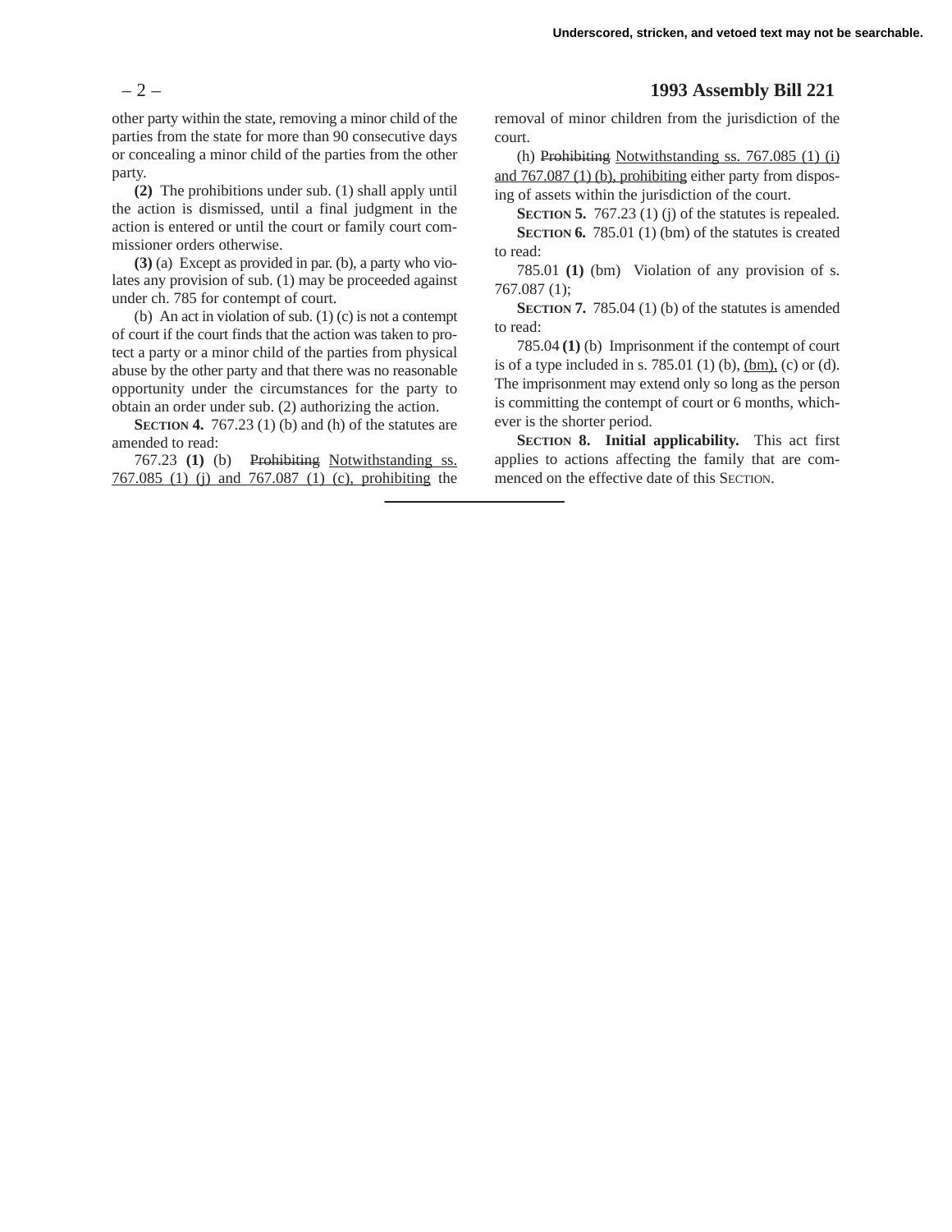other party within the state, removing a minor child of the parties from the state for more than 90 consecutive days or concealing a minor child of the parties from the other party.

**(2)** The prohibitions under sub. (1) shall apply until the action is dismissed, until a final judgment in the action is entered or until the court or family court commissioner orders otherwise.

**(3)** (a) Except as provided in par. (b), a party who violates any provision of sub. (1) may be proceeded against under ch. 785 for contempt of court.

(b) An act in violation of sub. (1) (c) is not a contempt of court if the court finds that the action was taken to protect a party or a minor child of the parties from physical abuse by the other party and that there was no reasonable opportunity under the circumstances for the party to obtain an order under sub. (2) authorizing the action.

**SECTION 4.** 767.23 (1) (b) and (h) of the statutes are amended to read:

767.23 **(1)** (b) ~~Prohibiting~~ Notwithstanding ss. 767.085 (1) (j) and 767.087 (1) (c), prohibiting the removal of minor children from the jurisdiction of the court.

(h) ~~Prohibiting~~ Notwithstanding ss. 767.085 (1) (i) and 767.087 (1) (b), prohibiting either party from disposing of assets within the jurisdiction of the court.

**SECTION 5.** 767.23 (1) (j) of the statutes is repealed.

**SECTION 6.** 785.01 (1) (bm) of the statutes is created to read:

785.01 **(1)** (bm) Violation of any provision of s. 767.087 (1);

**SECTION 7.** 785.04 (1) (b) of the statutes is amended to read:

785.04 **(1)** (b) Imprisonment if the contempt of court is of a type included in s. 785.01 (1) (b), (bm), (c) or (d). The imprisonment may extend only so long as the person is committing the contempt of court or 6 months, whichever is the shorter period.

**SECTION 8. Initial applicability.** This act first applies to actions affecting the family that are commenced on the effective date of this SECTION.